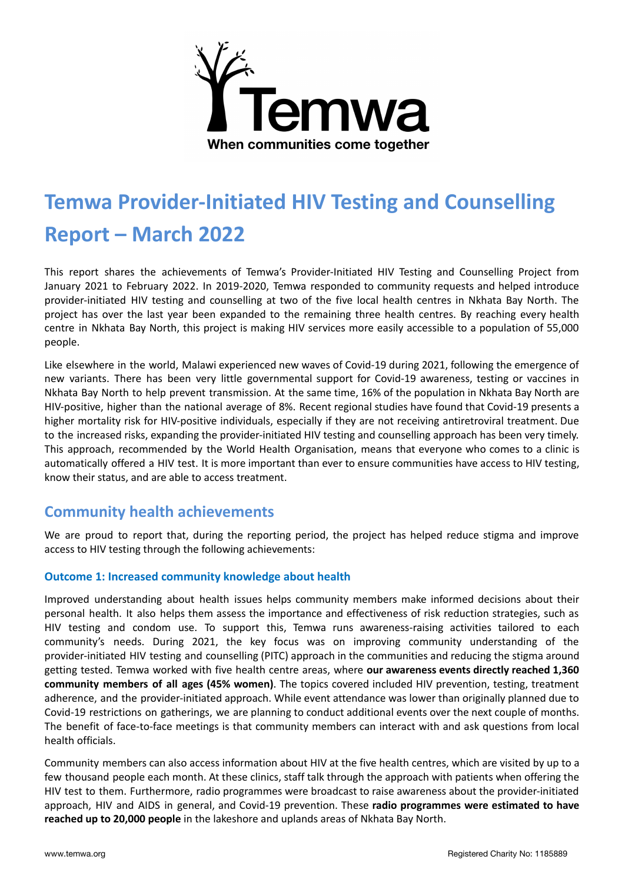# Temwa Provider-Initiated HIV Testing and Counselling Report – March 2022

This report shares the achievements of Temwa's Provider-Initiated HIV Testing and Counselling Project from January 2021 to February 2022. In 2019-2020, Temwa responded to community requests and helped introduce provider-initiated HIV testing and counselling at two of the five local health centres in Nkhata Bay North. The project has over the last year been expanded to the remaining three health centres. By reaching every health centre in Nkhata Bay North, this project is making HIV services more easily accessible to a population of 55,000 people.

Like elsewhere in the world, Malawi experienced new waves of Covid-19 during 2021, following the emergence of new variants. There has been very little governmental support for Covid-19 awareness, testing or vaccines in Nkhata Bay North to help prevent transmission. At the same time, 16% of the population in Nkhata Bay North are HIV-positive, higher than the national average of 8%. Recent regional studies have found that Covid-19 presents a higher mortality risk for HIV-positive individuals, especially if they are not receiving antiretroviral treatment. Due to the increased risks, expanding the provider-initiated HIV testing and counselling approach has been very timely. This approach, recommended by the World Health Organisation, means that everyone who comes to a clinic is automatically offered a HIV test. It is more important than ever to ensure communities have access to HIV testing, know their status, and are able to access treatment.

## Community health achievements

We are proud to report that, during the reporting period, the project has helped reduce stigma and improve access to HIV testing through the following achievements:

### Outcome 1: Increased community knowledge about health

Improved understanding about health issues helps community members make informed decisions about their personal health. It also helps them assess the importance and effectiveness of risk reduction strategies, such as HIV testing and condom use. To support this, Temwa runs awareness-raising activities tailored to each community's needs. During 2021, the key focus was on improving community understanding of the provider-initiated HIV testing and counselling (PITC) approach in the communities and reducing the stigma around getting tested. Temwa worked with five health centre areas, where **our awareness events directly reached 1,360 community members of all ages (45% women)**. The topics covered included HIV prevention, testing, treatment adherence, and the provider-initiated approach. While event attendance was lower than originally planned due to Covid-19 restrictions on gatherings, we are planning to conduct additional events over the next couple of months. The benefit of face-to-face meetings is that community members can interact with and ask questions from local health officials.

Community members can also access information about HIV at the five health centres, which are visited by up to a few thousand people each month. At these clinics, staff talk through the approach with patients when offering the HIV test to them. Furthermore, radio programmes were broadcast to raise awareness about the provider-initiated approach, HIV and AIDS in general, and Covid-19 prevention. These **radio programmes were estimated to have reached up to 20,000 people** in the lakeshore and uplands areas of Nkhata Bay North.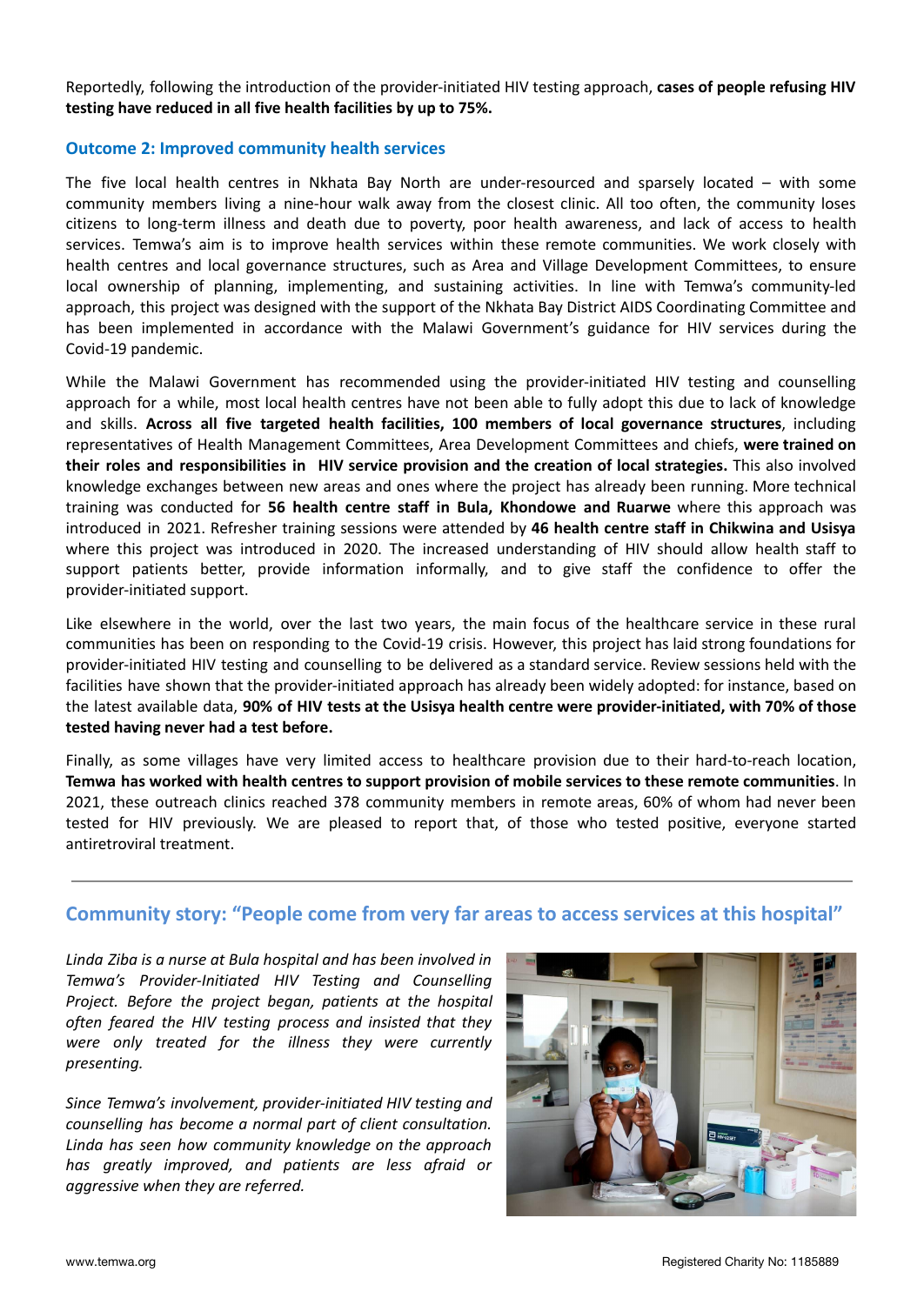Reportedly, following the introduction of the provider-initiated HIV testing approach, **cases of people refusing HIV testing have reduced in all five health facilities by up to 75%.**

### Outcome 2: Improved community health services

The five local health centres in Nkhata Bay North are under-resourced and sparsely located – with some community members living a nine-hour walk away from the closest clinic. All too often, the community loses citizens to long-term illness and death due to poverty, poor health awareness, and lack of access to health services. Temwa's aim is to improve health services within these remote communities. We work closely with health centres and local governance structures, such as Area and Village Development Committees, to ensure local ownership of planning, implementing, and sustaining activities. In line with Temwa's community-led approach, this project was designed with the support of the Nkhata Bay District AIDS Coordinating Committee and has been implemented in accordance with the Malawi Government's guidance for HIV services during the Covid-19 pandemic.

While the Malawi Government has recommended using the provider-initiated HIV testing and counselling approach for a while, most local health centres have not been able to fully adopt this due to lack of knowledge and skills. **Across all five targeted health facilities, 100 members of local governance structures**, including representatives of Health Management Committees, Area Development Committees and chiefs, **were trained on their roles and responsibilities in HIV service provision and the creation of local strategies.** This also involved knowledge exchanges between new areas and ones where the project has already been running. More technical training was conducted for **56 health centre staff in Bula, Khondowe and Ruarwe** where this approach was introduced in 2021. Refresher training sessions were attended by **46 health centre staff in Chikwina and Usisya** where this project was introduced in 2020. The increased understanding of HIV should allow health staff to support patients better, provide information informally, and to give staff the confidence to offer the provider-initiated support.

Like elsewhere in the world, over the last two years, the main focus of the healthcare service in these rural communities has been on responding to the Covid-19 crisis. However, this project has laid strong foundations for provider-initiated HIV testing and counselling to be delivered as a standard service. Review sessions held with the facilities have shown that the provider-initiated approach has already been widely adopted: for instance, based on the latest available data, **90% of HIV tests at the Usisya health centre were provider-initiated, with 70% of those tested having never had a test before.**

Finally, as some villages have very limited access to healthcare provision due to their hard-to-reach location, **Temwa has worked with health centres to support provision of mobile services to these remote communities**. In 2021, these outreach clinics reached 378 community members in remote areas, 60% of whom had never been tested for HIV previously. We are pleased to report that, of those who tested positive, everyone started antiretroviral treatment.

---

### Community story: "People come from very far areas to access services at this hospital"

*Linda Ziba is a nurse at Bula hospital and has been involved in Temwa's Provider-Initiated HIV Testing and Counselling Project. Before the project began, patients at the hospital often feared the HIV testing process and insisted that they were only treated for the illness they were currently presenting.*

*Since Temwa's involvement, provider-initiated HIV testing and counselling has become a normal part of client consultation. Linda has seen how community knowledge on the approach has greatly improved, and patients are less afraid or aggressive when they are referred.*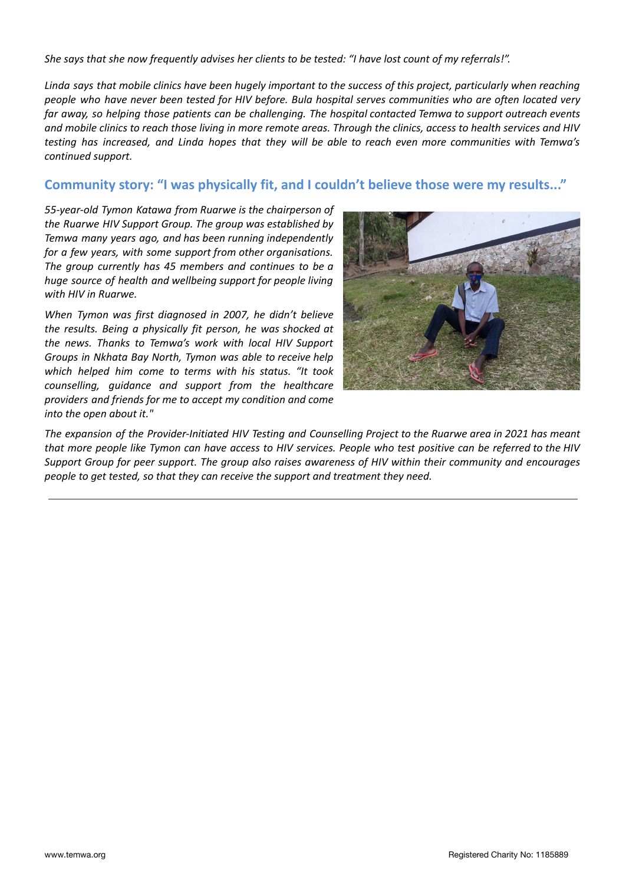*She says that she now frequently advises her clients to be tested: "I have lost count of my referrals!".*

*Linda says that mobile clinics have been hugely important to the success of this project, particularly when reaching people who have never been tested for HIV before. Bula hospital serves communities who are often located very far away, so helping those patients can be challenging. The hospital contacted Temwa to support outreach events and mobile clinics to reach those living in more remote areas. Through the clinics, access to health services and HIV testing has increased, and Linda hopes that they will be able to reach even more communities with Temwa's continued support.*

## Community story: "I was physically fit, and I couldn't believe those were my results..."

*55-year-old Tymon Katawa from Ruarwe is the chairperson of the Ruarwe HIV Support Group. The group was established by Temwa many years ago, and has been running independently for a few years, with some support from other organisations. The group currently has 45 members and continues to be a huge source of health and wellbeing support for people living with HIV in Ruarwe.*

*When Tymon was first diagnosed in 2007, he didn't believe the results. Being a physically fit person, he was shocked at the news. Thanks to Temwa's work with local HIV Support Groups in Nkhata Bay North, Tymon was able to receive help which helped him come to terms with his status. "It took counselling, guidance and support from the healthcare providers and friends for me to accept my condition and come into the open about it."*

*The expansion of the Provider-Initiated HIV Testing and Counselling Project to the Ruarwe area in 2021 has meant that more people like Tymon can have access to HIV services. People who test positive can be referred to the HIV Support Group for peer support. The group also raises awareness of HIV within their community and encourages people to get tested, so that they can receive the support and treatment they need.*

---

www.temwa.org

Registered Charity No: 1185889